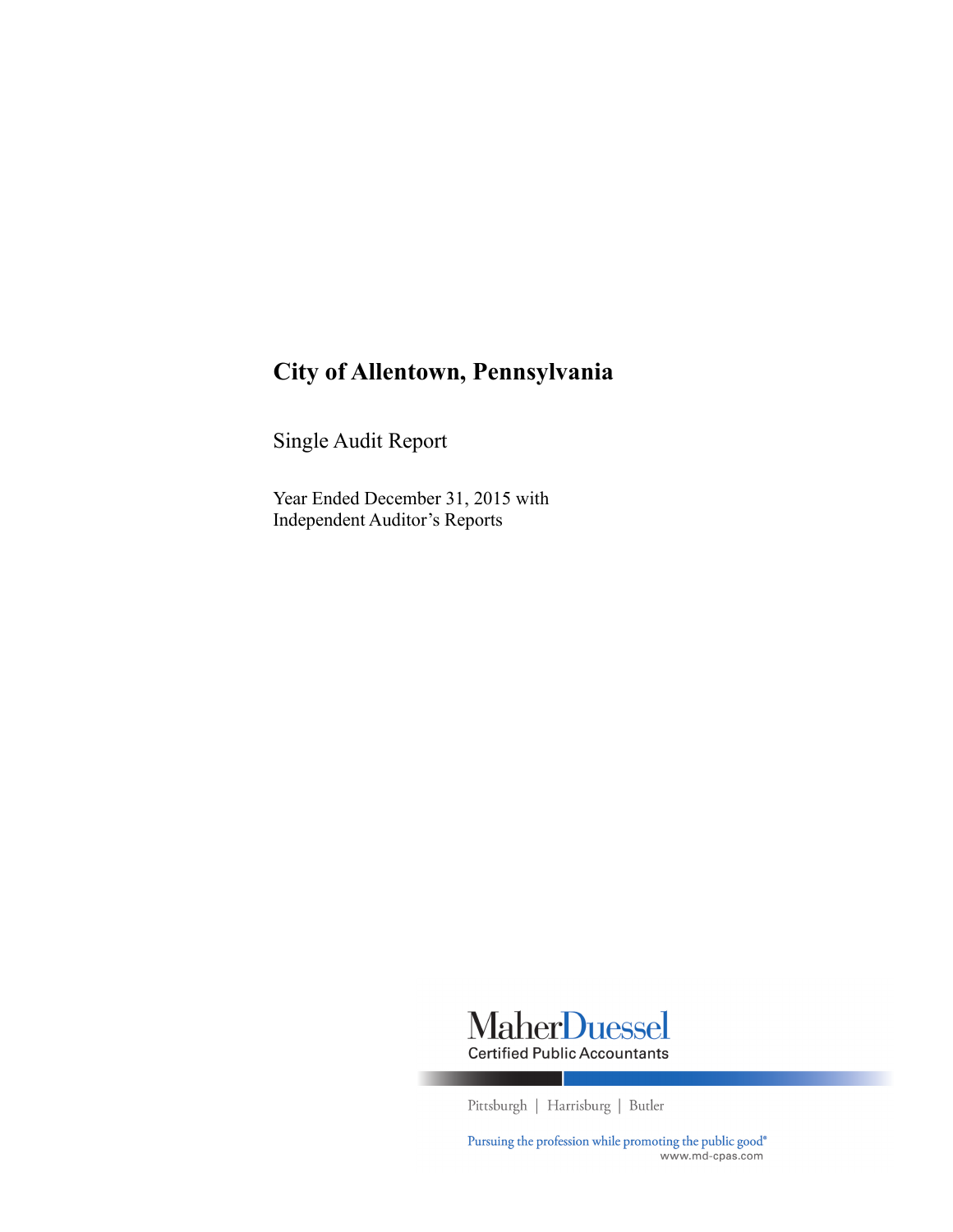# City of Allentown, Pennsylvania

Single Audit Report

Year Ended December 31, 2015 with
Independent Auditor's Reports

MaherDuessel
Certified Public Accountants

Pittsburgh | Harrisburg | Butler

Pursuing the profession while promoting the public good®
www.md-cpas.com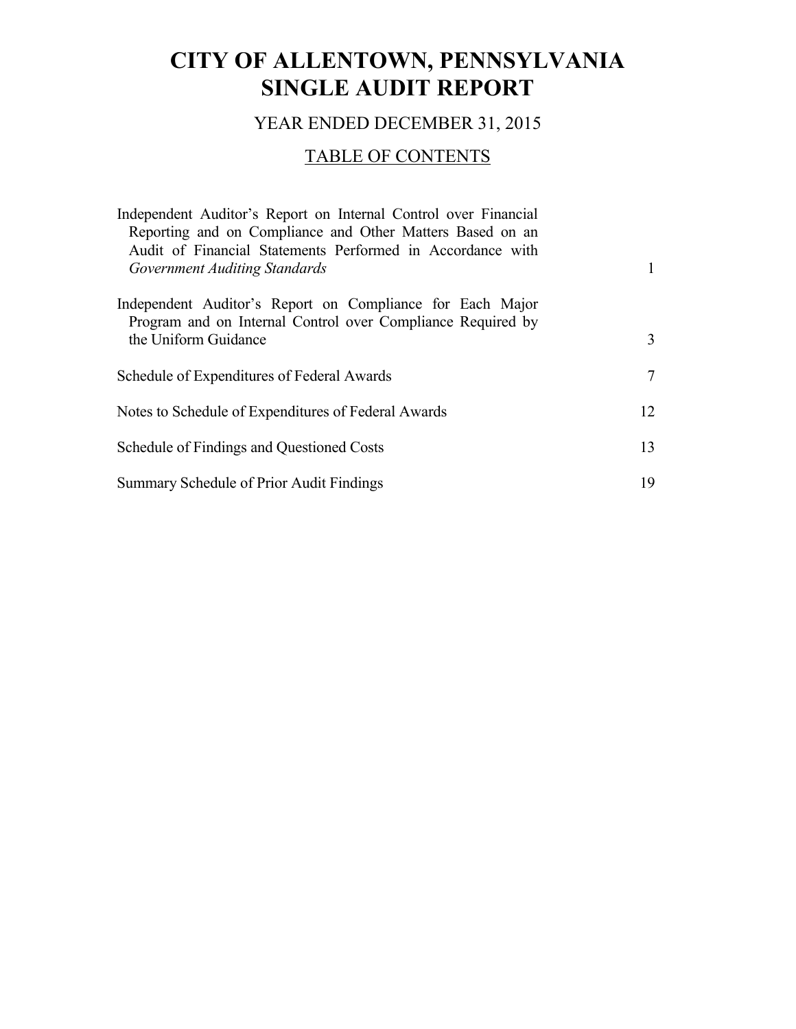# CITY OF ALLENTOWN, PENNSYLVANIA
# SINGLE AUDIT REPORT

## YEAR ENDED DECEMBER 31, 2015

## TABLE OF CONTENTS

| | |
|---|---|
| Independent Auditor's Report on Internal Control over Financial Reporting and on Compliance and Other Matters Based on an Audit of Financial Statements Performed in Accordance with *Government Auditing Standards* | 1 |
| Independent Auditor's Report on Compliance for Each Major Program and on Internal Control over Compliance Required by the Uniform Guidance | 3 |
| Schedule of Expenditures of Federal Awards | 7 |
| Notes to Schedule of Expenditures of Federal Awards | 12 |
| Schedule of Findings and Questioned Costs | 13 |
| Summary Schedule of Prior Audit Findings | 19 |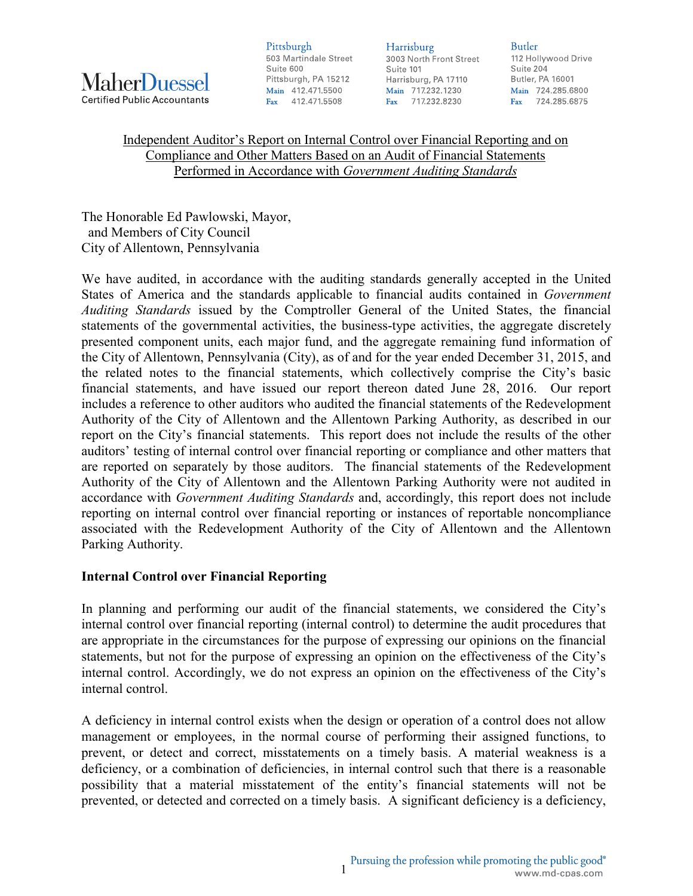Independent Auditor's Report on Internal Control over Financial Reporting and on Compliance and Other Matters Based on an Audit of Financial Statements Performed in Accordance with *Government Auditing Standards*

The Honorable Ed Pawlowski, Mayor,
and Members of City Council
City of Allentown, Pennsylvania

We have audited, in accordance with the auditing standards generally accepted in the United States of America and the standards applicable to financial audits contained in *Government Auditing Standards* issued by the Comptroller General of the United States, the financial statements of the governmental activities, the business-type activities, the aggregate discretely presented component units, each major fund, and the aggregate remaining fund information of the City of Allentown, Pennsylvania (City), as of and for the year ended December 31, 2015, and the related notes to the financial statements, which collectively comprise the City's basic financial statements, and have issued our report thereon dated June 28, 2016. Our report includes a reference to other auditors who audited the financial statements of the Redevelopment Authority of the City of Allentown and the Allentown Parking Authority, as described in our report on the City's financial statements. This report does not include the results of the other auditors' testing of internal control over financial reporting or compliance and other matters that are reported on separately by those auditors. The financial statements of the Redevelopment Authority of the City of Allentown and the Allentown Parking Authority were not audited in accordance with *Government Auditing Standards* and, accordingly, this report does not include reporting on internal control over financial reporting or instances of reportable noncompliance associated with the Redevelopment Authority of the City of Allentown and the Allentown Parking Authority.

**Internal Control over Financial Reporting**

In planning and performing our audit of the financial statements, we considered the City's internal control over financial reporting (internal control) to determine the audit procedures that are appropriate in the circumstances for the purpose of expressing our opinions on the financial statements, but not for the purpose of expressing an opinion on the effectiveness of the City's internal control. Accordingly, we do not express an opinion on the effectiveness of the City's internal control.

A deficiency in internal control exists when the design or operation of a control does not allow management or employees, in the normal course of performing their assigned functions, to prevent, or detect and correct, misstatements on a timely basis. A material weakness is a deficiency, or a combination of deficiencies, in internal control such that there is a reasonable possibility that a material misstatement of the entity's financial statements will not be prevented, or detected and corrected on a timely basis. A significant deficiency is a deficiency,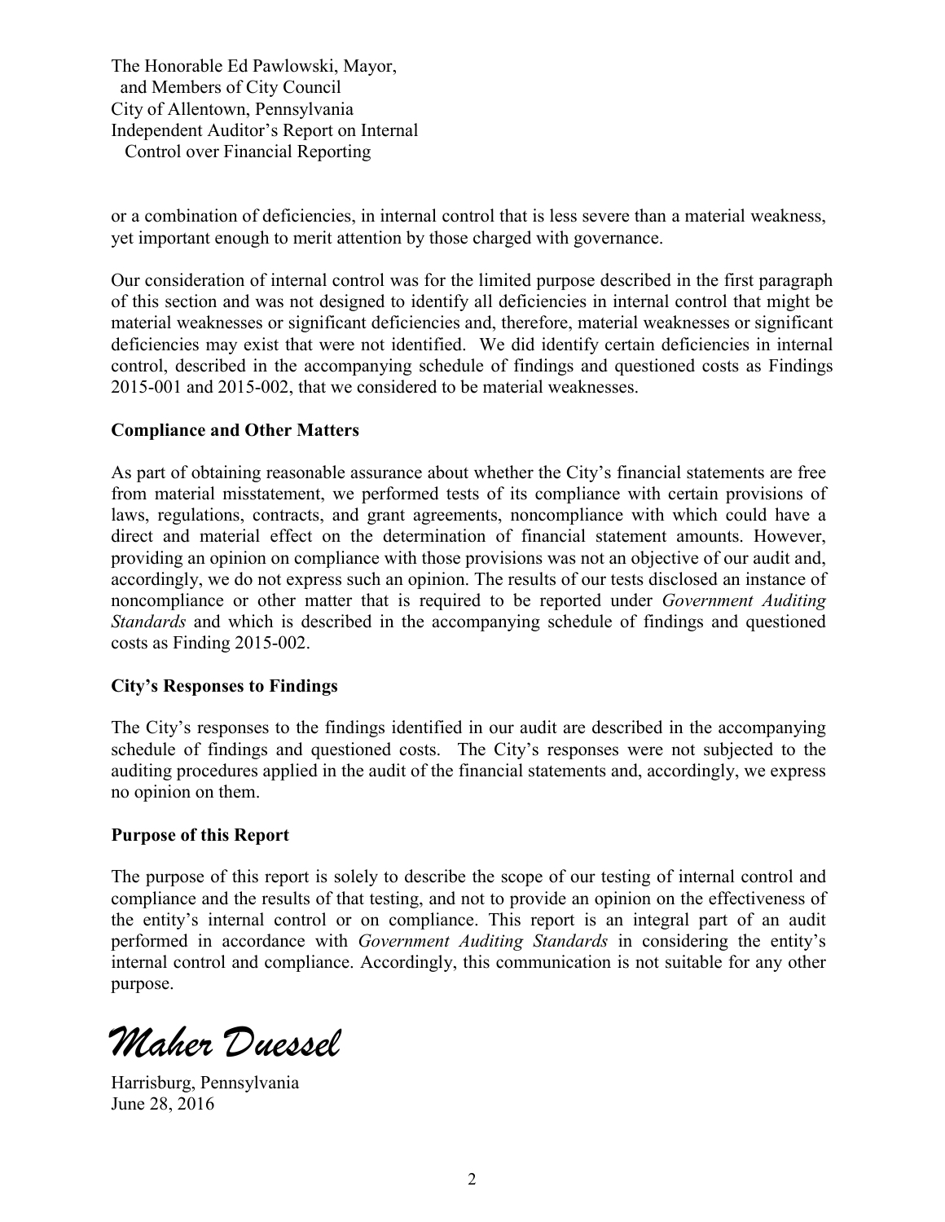or a combination of deficiencies, in internal control that is less severe than a material weakness, yet important enough to merit attention by those charged with governance.

Our consideration of internal control was for the limited purpose described in the first paragraph of this section and was not designed to identify all deficiencies in internal control that might be material weaknesses or significant deficiencies and, therefore, material weaknesses or significant deficiencies may exist that were not identified. We did identify certain deficiencies in internal control, described in the accompanying schedule of findings and questioned costs as Findings 2015-001 and 2015-002, that we considered to be material weaknesses.

**Compliance and Other Matters**

As part of obtaining reasonable assurance about whether the City's financial statements are free from material misstatement, we performed tests of its compliance with certain provisions of laws, regulations, contracts, and grant agreements, noncompliance with which could have a direct and material effect on the determination of financial statement amounts. However, providing an opinion on compliance with those provisions was not an objective of our audit and, accordingly, we do not express such an opinion. The results of our tests disclosed an instance of noncompliance or other matter that is required to be reported under *Government Auditing Standards* and which is described in the accompanying schedule of findings and questioned costs as Finding 2015-002.

**City's Responses to Findings**

The City's responses to the findings identified in our audit are described in the accompanying schedule of findings and questioned costs. The City's responses were not subjected to the auditing procedures applied in the audit of the financial statements and, accordingly, we express no opinion on them.

**Purpose of this Report**

The purpose of this report is solely to describe the scope of our testing of internal control and compliance and the results of that testing, and not to provide an opinion on the effectiveness of the entity's internal control or on compliance. This report is an integral part of an audit performed in accordance with *Government Auditing Standards* in considering the entity's internal control and compliance. Accordingly, this communication is not suitable for any other purpose.

*Maher Duessel*

Harrisburg, Pennsylvania
June 28, 2016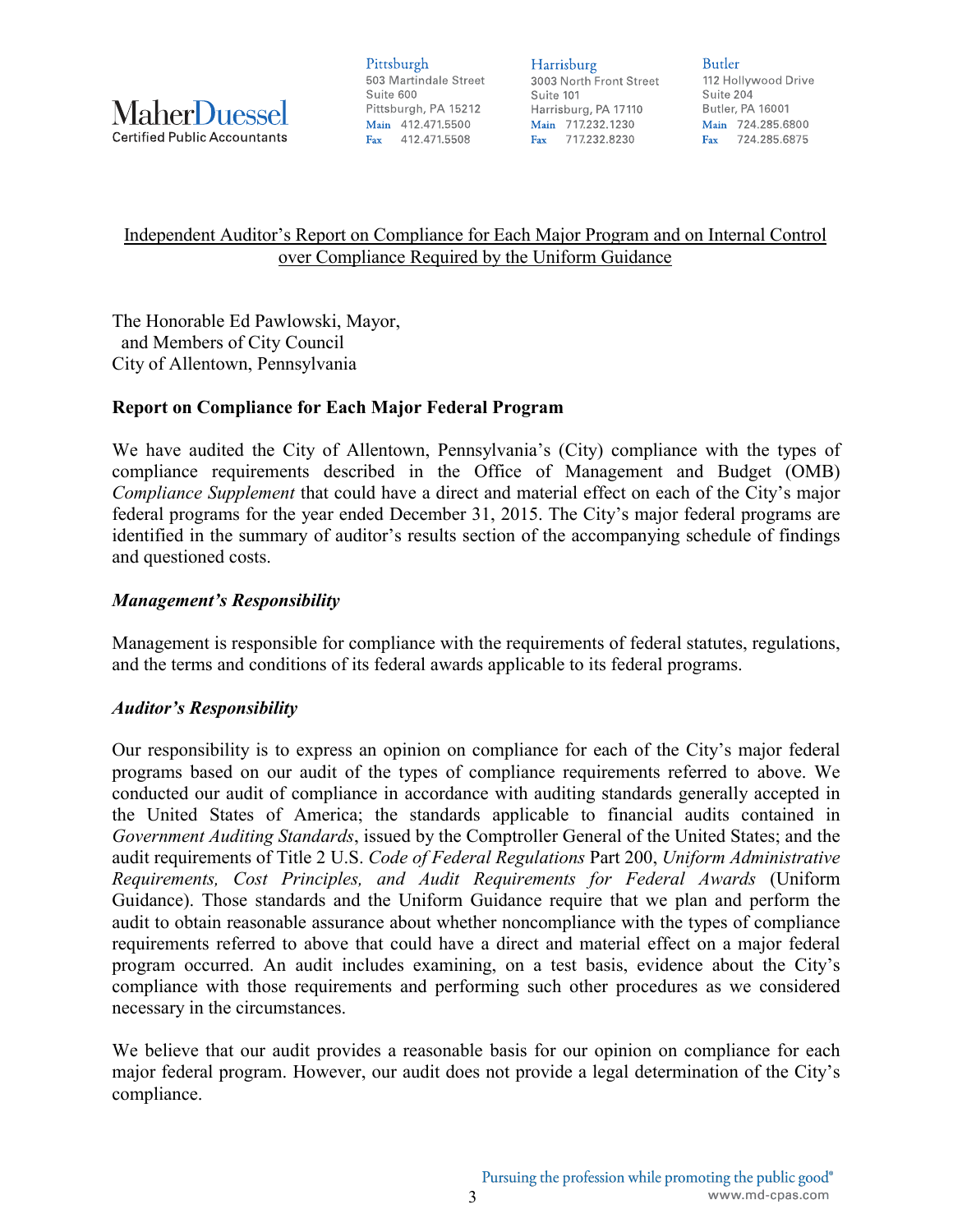## Independent Auditor's Report on Compliance for Each Major Program and on Internal Control over Compliance Required by the Uniform Guidance

The Honorable Ed Pawlowski, Mayor,
 and Members of City Council
City of Allentown, Pennsylvania

### Report on Compliance for Each Major Federal Program

We have audited the City of Allentown, Pennsylvania's (City) compliance with the types of compliance requirements described in the Office of Management and Budget (OMB) *Compliance Supplement* that could have a direct and material effect on each of the City's major federal programs for the year ended December 31, 2015. The City's major federal programs are identified in the summary of auditor's results section of the accompanying schedule of findings and questioned costs.

#### *Management's Responsibility*

Management is responsible for compliance with the requirements of federal statutes, regulations, and the terms and conditions of its federal awards applicable to its federal programs.

#### *Auditor's Responsibility*

Our responsibility is to express an opinion on compliance for each of the City's major federal programs based on our audit of the types of compliance requirements referred to above. We conducted our audit of compliance in accordance with auditing standards generally accepted in the United States of America; the standards applicable to financial audits contained in *Government Auditing Standards*, issued by the Comptroller General of the United States; and the audit requirements of Title 2 U.S. *Code of Federal Regulations* Part 200, *Uniform Administrative Requirements, Cost Principles, and Audit Requirements for Federal Awards* (Uniform Guidance). Those standards and the Uniform Guidance require that we plan and perform the audit to obtain reasonable assurance about whether noncompliance with the types of compliance requirements referred to above that could have a direct and material effect on a major federal program occurred. An audit includes examining, on a test basis, evidence about the City's compliance with those requirements and performing such other procedures as we considered necessary in the circumstances.

We believe that our audit provides a reasonable basis for our opinion on compliance for each major federal program. However, our audit does not provide a legal determination of the City's compliance.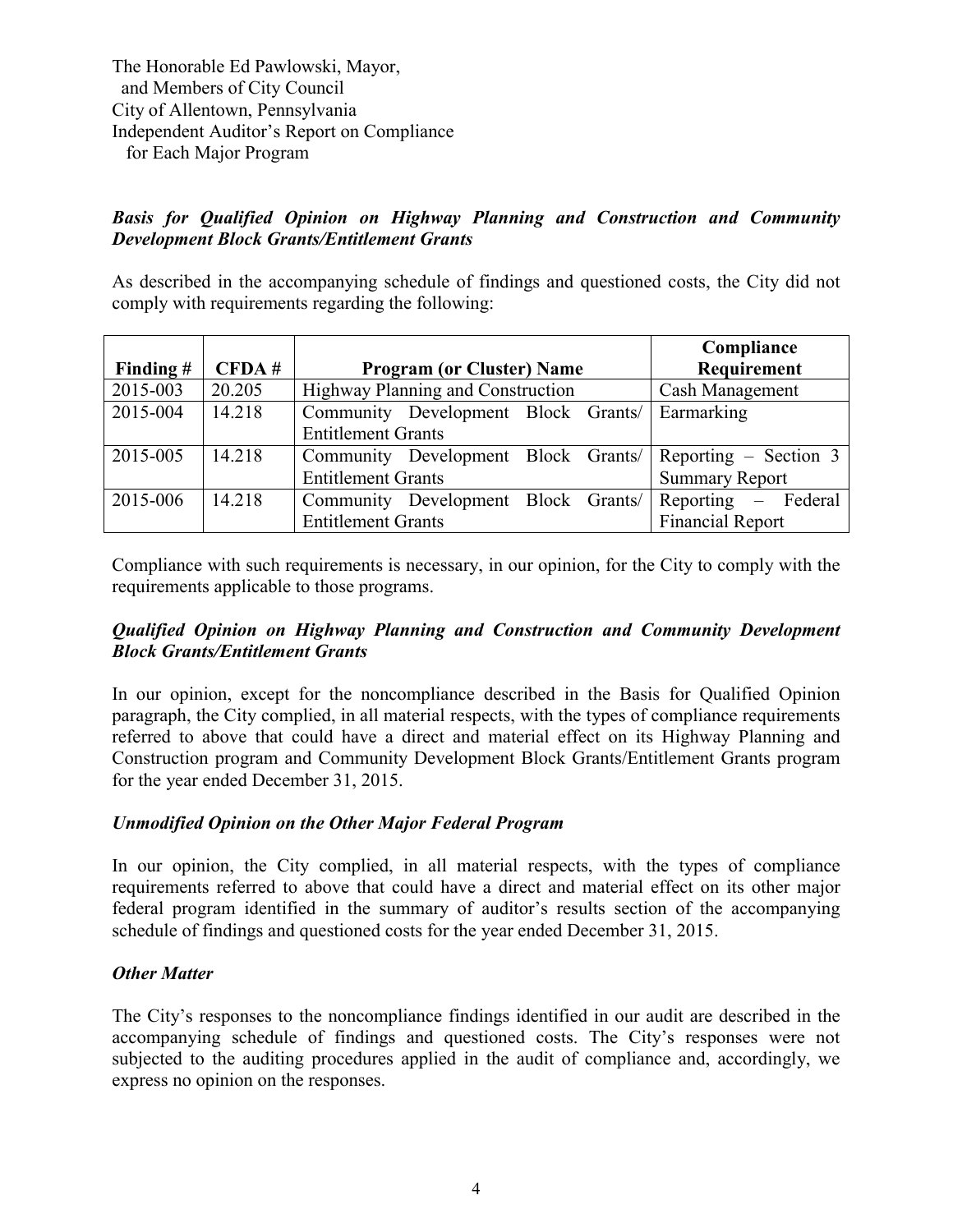The Honorable Ed Pawlowski, Mayor,
and Members of City Council
City of Allentown, Pennsylvania
Independent Auditor's Report on Compliance
for Each Major Program

### *Basis for Qualified Opinion on Highway Planning and Construction and Community Development Block Grants/Entitlement Grants*

As described in the accompanying schedule of findings and questioned costs, the City did not comply with requirements regarding the following:

| Finding # | CFDA # | Program (or Cluster) Name | Compliance Requirement |
|---|---|---|---|
| 2015-003 | 20.205 | Highway Planning and Construction | Cash Management |
| 2015-004 | 14.218 | Community Development Block Grants/ Entitlement Grants | Earmarking |
| 2015-005 | 14.218 | Community Development Block Grants/ Entitlement Grants | Reporting – Section 3 Summary Report |
| 2015-006 | 14.218 | Community Development Block Grants/ Entitlement Grants | Reporting – Federal Financial Report |

Compliance with such requirements is necessary, in our opinion, for the City to comply with the requirements applicable to those programs.

### *Qualified Opinion on Highway Planning and Construction and Community Development Block Grants/Entitlement Grants*

In our opinion, except for the noncompliance described in the Basis for Qualified Opinion paragraph, the City complied, in all material respects, with the types of compliance requirements referred to above that could have a direct and material effect on its Highway Planning and Construction program and Community Development Block Grants/Entitlement Grants program for the year ended December 31, 2015.

### *Unmodified Opinion on the Other Major Federal Program*

In our opinion, the City complied, in all material respects, with the types of compliance requirements referred to above that could have a direct and material effect on its other major federal program identified in the summary of auditor's results section of the accompanying schedule of findings and questioned costs for the year ended December 31, 2015.

### *Other Matter*

The City's responses to the noncompliance findings identified in our audit are described in the accompanying schedule of findings and questioned costs. The City's responses were not subjected to the auditing procedures applied in the audit of compliance and, accordingly, we express no opinion on the responses.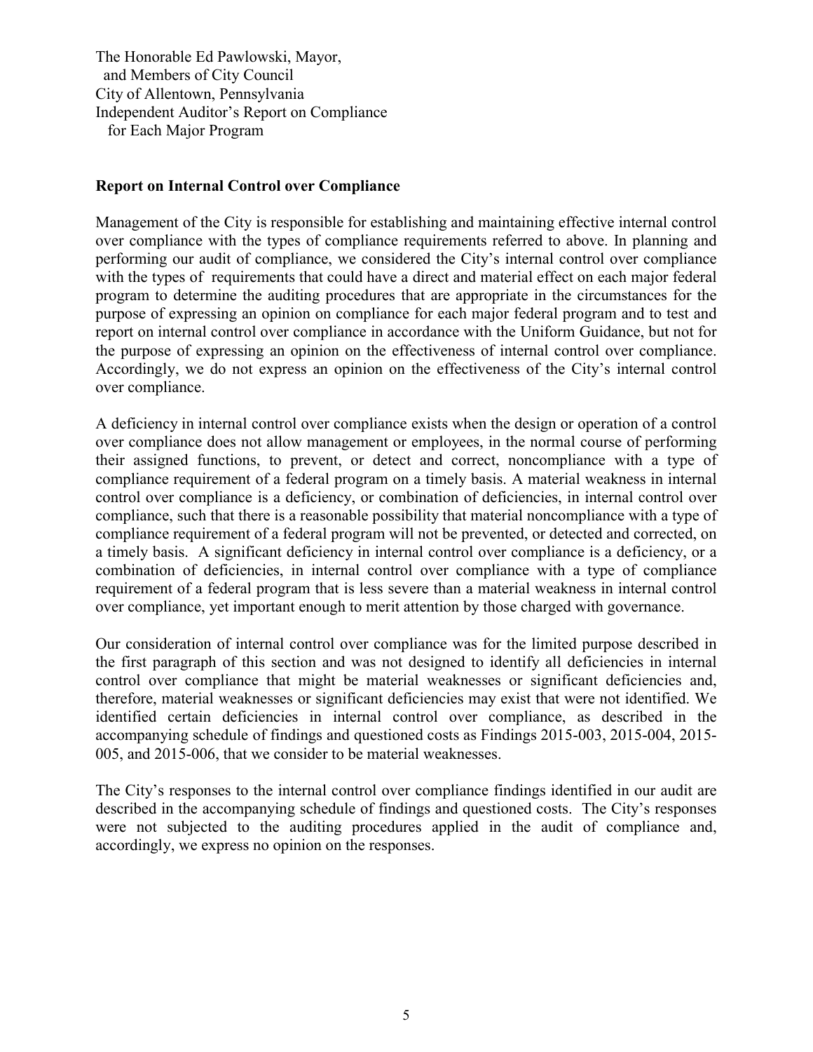The Honorable Ed Pawlowski, Mayor,
and Members of City Council
City of Allentown, Pennsylvania
Independent Auditor's Report on Compliance
for Each Major Program

**Report on Internal Control over Compliance**

Management of the City is responsible for establishing and maintaining effective internal control over compliance with the types of compliance requirements referred to above. In planning and performing our audit of compliance, we considered the City's internal control over compliance with the types of requirements that could have a direct and material effect on each major federal program to determine the auditing procedures that are appropriate in the circumstances for the purpose of expressing an opinion on compliance for each major federal program and to test and report on internal control over compliance in accordance with the Uniform Guidance, but not for the purpose of expressing an opinion on the effectiveness of internal control over compliance. Accordingly, we do not express an opinion on the effectiveness of the City's internal control over compliance.

A deficiency in internal control over compliance exists when the design or operation of a control over compliance does not allow management or employees, in the normal course of performing their assigned functions, to prevent, or detect and correct, noncompliance with a type of compliance requirement of a federal program on a timely basis. A material weakness in internal control over compliance is a deficiency, or combination of deficiencies, in internal control over compliance, such that there is a reasonable possibility that material noncompliance with a type of compliance requirement of a federal program will not be prevented, or detected and corrected, on a timely basis. A significant deficiency in internal control over compliance is a deficiency, or a combination of deficiencies, in internal control over compliance with a type of compliance requirement of a federal program that is less severe than a material weakness in internal control over compliance, yet important enough to merit attention by those charged with governance.

Our consideration of internal control over compliance was for the limited purpose described in the first paragraph of this section and was not designed to identify all deficiencies in internal control over compliance that might be material weaknesses or significant deficiencies and, therefore, material weaknesses or significant deficiencies may exist that were not identified. We identified certain deficiencies in internal control over compliance, as described in the accompanying schedule of findings and questioned costs as Findings 2015-003, 2015-004, 2015-005, and 2015-006, that we consider to be material weaknesses.

The City's responses to the internal control over compliance findings identified in our audit are described in the accompanying schedule of findings and questioned costs. The City's responses were not subjected to the auditing procedures applied in the audit of compliance and, accordingly, we express no opinion on the responses.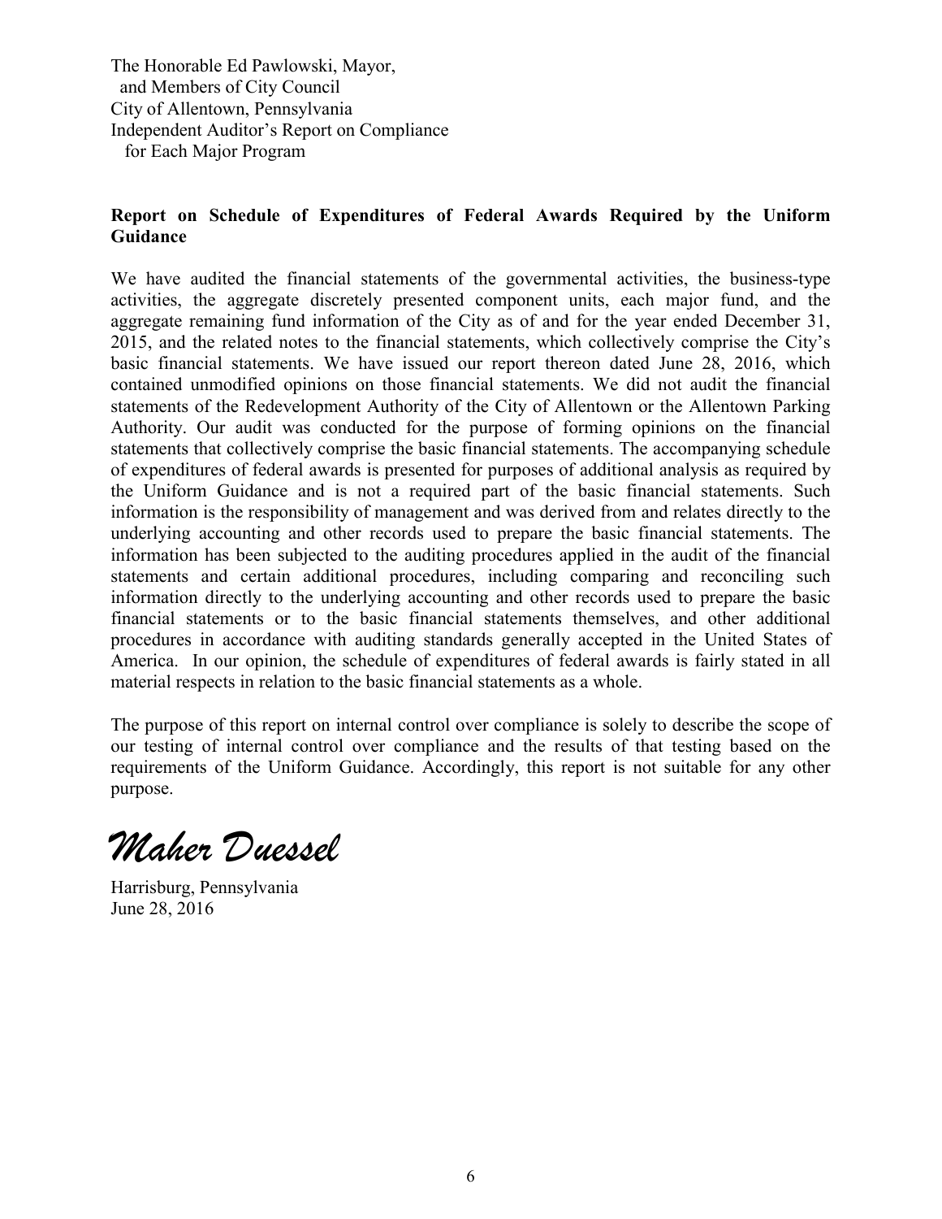The Honorable Ed Pawlowski, Mayor,
and Members of City Council
City of Allentown, Pennsylvania
Independent Auditor's Report on Compliance
for Each Major Program

**Report on Schedule of Expenditures of Federal Awards Required by the Uniform Guidance**

We have audited the financial statements of the governmental activities, the business-type activities, the aggregate discretely presented component units, each major fund, and the aggregate remaining fund information of the City as of and for the year ended December 31, 2015, and the related notes to the financial statements, which collectively comprise the City's basic financial statements. We have issued our report thereon dated June 28, 2016, which contained unmodified opinions on those financial statements. We did not audit the financial statements of the Redevelopment Authority of the City of Allentown or the Allentown Parking Authority. Our audit was conducted for the purpose of forming opinions on the financial statements that collectively comprise the basic financial statements. The accompanying schedule of expenditures of federal awards is presented for purposes of additional analysis as required by the Uniform Guidance and is not a required part of the basic financial statements. Such information is the responsibility of management and was derived from and relates directly to the underlying accounting and other records used to prepare the basic financial statements. The information has been subjected to the auditing procedures applied in the audit of the financial statements and certain additional procedures, including comparing and reconciling such information directly to the underlying accounting and other records used to prepare the basic financial statements or to the basic financial statements themselves, and other additional procedures in accordance with auditing standards generally accepted in the United States of America. In our opinion, the schedule of expenditures of federal awards is fairly stated in all material respects in relation to the basic financial statements as a whole.

The purpose of this report on internal control over compliance is solely to describe the scope of our testing of internal control over compliance and the results of that testing based on the requirements of the Uniform Guidance. Accordingly, this report is not suitable for any other purpose.

*Maher Duessel*

Harrisburg, Pennsylvania
June 28, 2016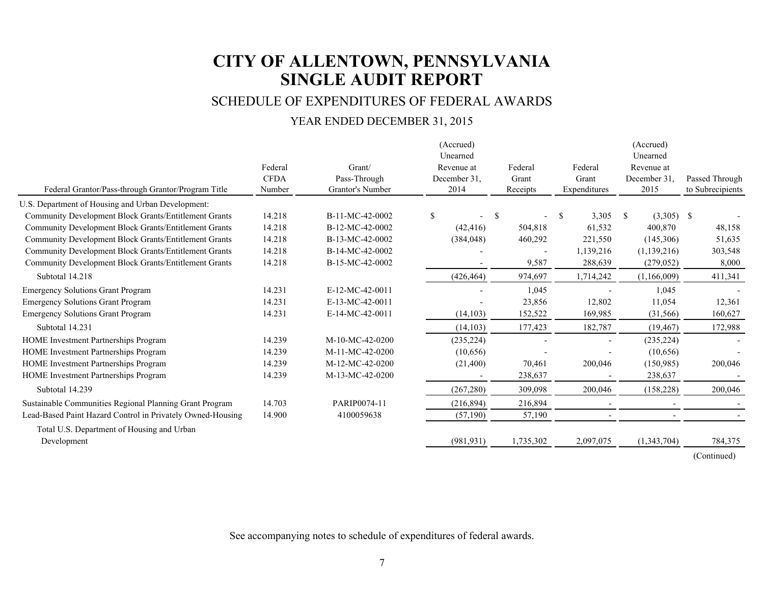# CITY OF ALLENTOWN, PENNSYLVANIA
# SINGLE AUDIT REPORT

## SCHEDULE OF EXPENDITURES OF FEDERAL AWARDS

### YEAR ENDED DECEMBER 31, 2015

| Federal Grantor/Pass-through Grantor/Program Title | Federal CFDA Number | Grant/ Pass-Through Grantor's Number | (Accrued) Unearned Revenue at December 31, 2014 | Federal Grant Receipts | Federal Grant Expenditures | (Accrued) Unearned Revenue at December 31, 2015 | Passed Through to Subrecipients |
|---|---|---|---|---|---|---|---|
| U.S. Department of Housing and Urban Development: | | | | | | | |
| Community Development Block Grants/Entitlement Grants | 14.218 | B-11-MC-42-0002 | $ - | $ - | $ 3,305 | $ (3,305) | $ - |
| Community Development Block Grants/Entitlement Grants | 14.218 | B-12-MC-42-0002 | (42,416) | 504,818 | 61,532 | 400,870 | 48,158 |
| Community Development Block Grants/Entitlement Grants | 14.218 | B-13-MC-42-0002 | (384,048) | 460,292 | 221,550 | (145,306) | 51,635 |
| Community Development Block Grants/Entitlement Grants | 14.218 | B-14-MC-42-0002 | - | - | 1,139,216 | (1,139,216) | 303,548 |
| Community Development Block Grants/Entitlement Grants | 14.218 | B-15-MC-42-0002 | - | 9,587 | 288,639 | (279,052) | 8,000 |
| Subtotal 14.218 | | | (426,464) | 974,697 | 1,714,242 | (1,166,009) | 411,341 |
| Emergency Solutions Grant Program | 14.231 | E-12-MC-42-0011 | - | 1,045 | - | 1,045 | - |
| Emergency Solutions Grant Program | 14.231 | E-13-MC-42-0011 | - | 23,856 | 12,802 | 11,054 | 12,361 |
| Emergency Solutions Grant Program | 14.231 | E-14-MC-42-0011 | (14,103) | 152,522 | 169,985 | (31,566) | 160,627 |
| Subtotal 14.231 | | | (14,103) | 177,423 | 182,787 | (19,467) | 172,988 |
| HOME Investment Partnerships Program | 14.239 | M-10-MC-42-0200 | (235,224) | - | - | (235,224) | - |
| HOME Investment Partnerships Program | 14.239 | M-11-MC-42-0200 | (10,656) | - | - | (10,656) | - |
| HOME Investment Partnerships Program | 14.239 | M-12-MC-42-0200 | (21,400) | 70,461 | 200,046 | (150,985) | 200,046 |
| HOME Investment Partnerships Program | 14.239 | M-13-MC-42-0200 | - | 238,637 | - | 238,637 | - |
| Subtotal 14.239 | | | (267,280) | 309,098 | 200,046 | (158,228) | 200,046 |
| Sustainable Communities Regional Planning Grant Program | 14.703 | PARIP0074-11 | (216,894) | 216,894 | - | - | - |
| Lead-Based Paint Hazard Control in Privately Owned-Housing | 14.900 | 4100059638 | (57,190) | 57,190 | - | - | - |
| Total U.S. Department of Housing and Urban Development | | | (981,931) | 1,735,302 | 2,097,075 | (1,343,704) | 784,375 |

(Continued)

See accompanying notes to schedule of expenditures of federal awards.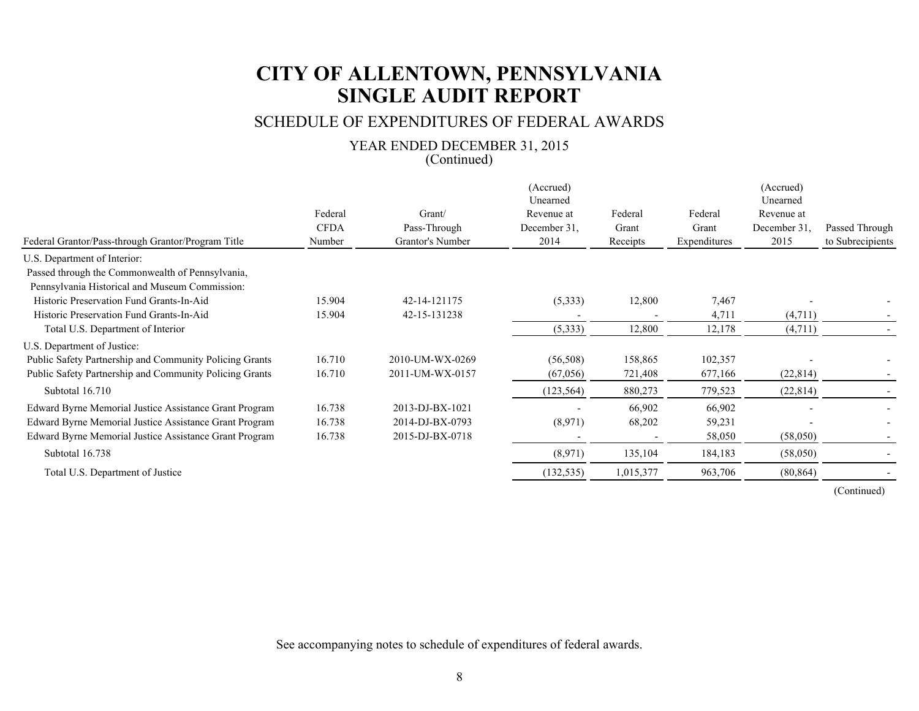# CITY OF ALLENTOWN, PENNSYLVANIA
# SINGLE AUDIT REPORT

## SCHEDULE OF EXPENDITURES OF FEDERAL AWARDS

YEAR ENDED DECEMBER 31, 2015
(Continued)

| Federal Grantor/Pass-through Grantor/Program Title | Federal CFDA Number | Grant/ Pass-Through Grantor's Number | (Accrued) Unearned Revenue at December 31, 2014 | Federal Grant Receipts | Federal Grant Expenditures | (Accrued) Unearned Revenue at December 31, 2015 | Passed Through to Subrecipients |
|---|---|---|---|---|---|---|---|
| U.S. Department of Interior: | | | | | | | |
| Passed through the Commonwealth of Pennsylvania, | | | | | | | |
| Pennsylvania Historical and Museum Commission: | | | | | | | |
| Historic Preservation Fund Grants-In-Aid | 15.904 | 42-14-121175 | (5,333) | 12,800 | 7,467 | - | - |
| Historic Preservation Fund Grants-In-Aid | 15.904 | 42-15-131238 | - | - | 4,711 | (4,711) | - |
| Total U.S. Department of Interior | | | (5,333) | 12,800 | 12,178 | (4,711) | - |
| U.S. Department of Justice: | | | | | | | |
| Public Safety Partnership and Community Policing Grants | 16.710 | 2010-UM-WX-0269 | (56,508) | 158,865 | 102,357 | - | - |
| Public Safety Partnership and Community Policing Grants | 16.710 | 2011-UM-WX-0157 | (67,056) | 721,408 | 677,166 | (22,814) | - |
| Subtotal 16.710 | | | (123,564) | 880,273 | 779,523 | (22,814) | - |
| Edward Byrne Memorial Justice Assistance Grant Program | 16.738 | 2013-DJ-BX-1021 | - | 66,902 | 66,902 | - | - |
| Edward Byrne Memorial Justice Assistance Grant Program | 16.738 | 2014-DJ-BX-0793 | (8,971) | 68,202 | 59,231 | - | - |
| Edward Byrne Memorial Justice Assistance Grant Program | 16.738 | 2015-DJ-BX-0718 | - | - | 58,050 | (58,050) | - |
| Subtotal 16.738 | | | (8,971) | 135,104 | 184,183 | (58,050) | - |
| Total U.S. Department of Justice | | | (132,535) | 1,015,377 | 963,706 | (80,864) | - |

(Continued)

See accompanying notes to schedule of expenditures of federal awards.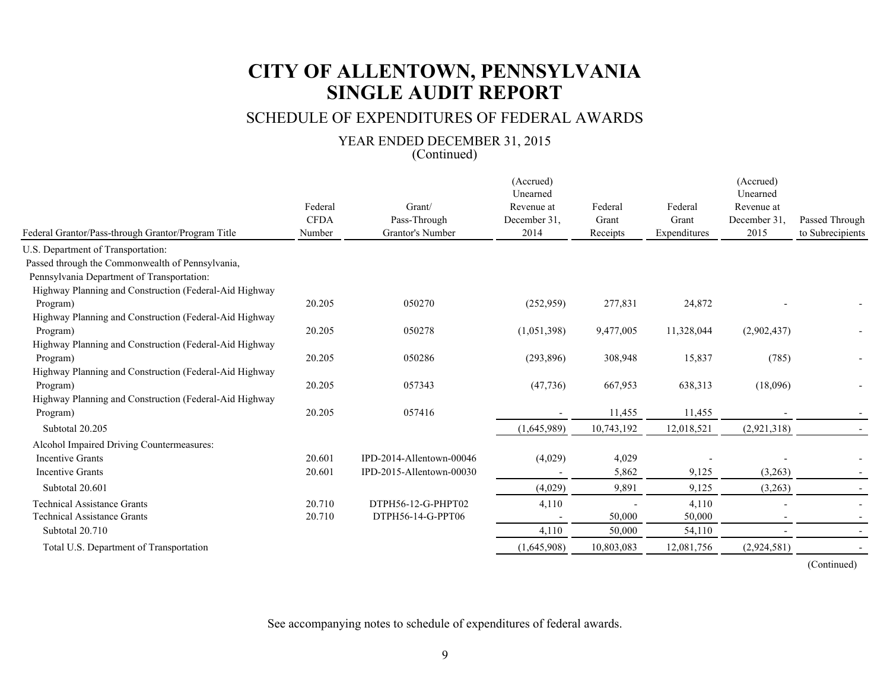# CITY OF ALLENTOWN, PENNSYLVANIA
# SINGLE AUDIT REPORT

## SCHEDULE OF EXPENDITURES OF FEDERAL AWARDS

### YEAR ENDED DECEMBER 31, 2015
### (Continued)

| Federal Grantor/Pass-through Grantor/Program Title | Federal CFDA Number | Grant/ Pass-Through Grantor's Number | (Accrued) Unearned Revenue at December 31, 2014 | Federal Grant Receipts | Federal Grant Expenditures | (Accrued) Unearned Revenue at December 31, 2015 | Passed Through to Subrecipients |
|---|---|---|---|---|---|---|---|
| U.S. Department of Transportation: | | | | | | | |
| Passed through the Commonwealth of Pennsylvania, | | | | | | | |
| Pennsylvania Department of Transportation: | | | | | | | |
| Highway Planning and Construction (Federal-Aid Highway Program) | 20.205 | 050270 | (252,959) | 277,831 | 24,872 | - | - |
| Highway Planning and Construction (Federal-Aid Highway Program) | 20.205 | 050278 | (1,051,398) | 9,477,005 | 11,328,044 | (2,902,437) | - |
| Highway Planning and Construction (Federal-Aid Highway Program) | 20.205 | 050286 | (293,896) | 308,948 | 15,837 | (785) | - |
| Highway Planning and Construction (Federal-Aid Highway Program) | 20.205 | 057343 | (47,736) | 667,953 | 638,313 | (18,096) | - |
| Highway Planning and Construction (Federal-Aid Highway Program) | 20.205 | 057416 | - | 11,455 | 11,455 | - | - |
| Subtotal 20.205 | | | (1,645,989) | 10,743,192 | 12,018,521 | (2,921,318) | - |
| Alcohol Impaired Driving Countermeasures: | | | | | | | |
| Incentive Grants | 20.601 | IPD-2014-Allentown-00046 | (4,029) | 4,029 | - | - | - |
| Incentive Grants | 20.601 | IPD-2015-Allentown-00030 | - | 5,862 | 9,125 | (3,263) | - |
| Subtotal 20.601 | | | (4,029) | 9,891 | 9,125 | (3,263) | - |
| Technical Assistance Grants | 20.710 | DTPH56-12-G-PHPT02 | 4,110 | - | 4,110 | - | - |
| Technical Assistance Grants | 20.710 | DTPH56-14-G-PPT06 | - | 50,000 | 50,000 | - | - |
| Subtotal 20.710 | | | 4,110 | 50,000 | 54,110 | - | - |
| Total U.S. Department of Transportation | | | (1,645,908) | 10,803,083 | 12,081,756 | (2,924,581) | - |

(Continued)

See accompanying notes to schedule of expenditures of federal awards.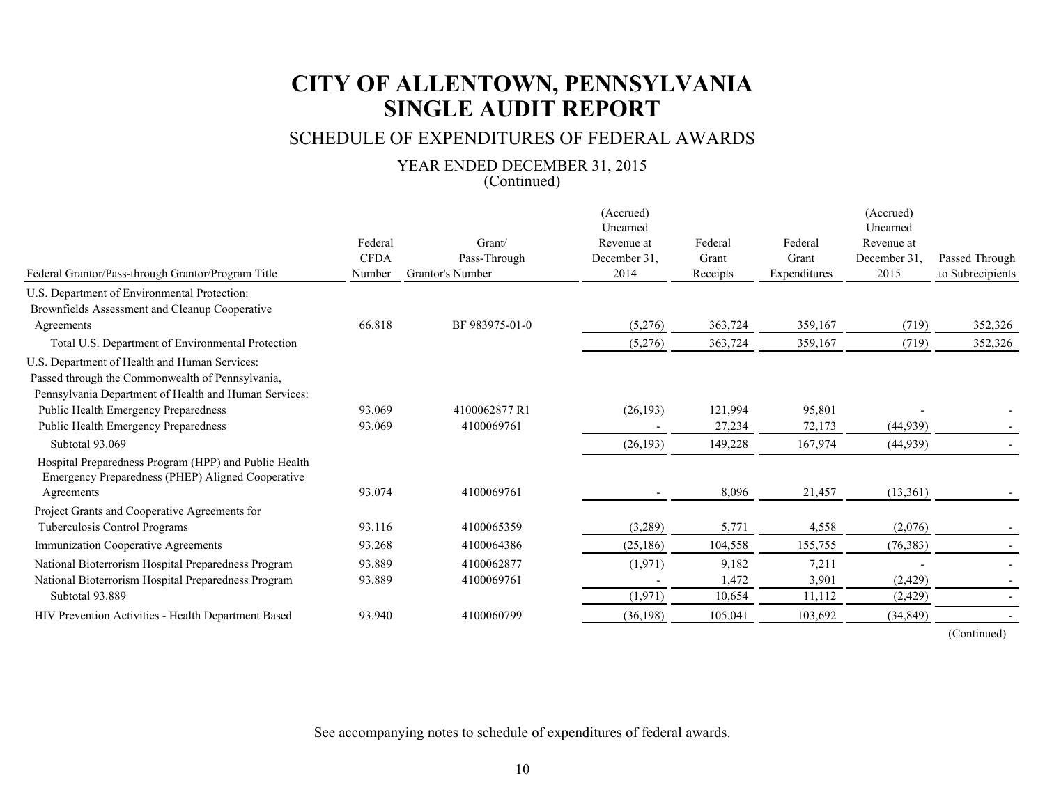# CITY OF ALLENTOWN, PENNSYLVANIA
# SINGLE AUDIT REPORT

## SCHEDULE OF EXPENDITURES OF FEDERAL AWARDS

### YEAR ENDED DECEMBER 31, 2015
### (Continued)

| Federal Grantor/Pass-through Grantor/Program Title | Federal CFDA Number | Grant/ Pass-Through Grantor's Number | (Accrued) Unearned Revenue at December 31, 2014 | Federal Grant Receipts | Federal Grant Expenditures | (Accrued) Unearned Revenue at December 31, 2015 | Passed Through to Subrecipients |
|---|---|---|---|---|---|---|---|
| U.S. Department of Environmental Protection: | | | | | | | |
| Brownfields Assessment and Cleanup Cooperative Agreements | 66.818 | BF 983975-01-0 | (5,276) | 363,724 | 359,167 | (719) | 352,326 |
| Total U.S. Department of Environmental Protection | | | (5,276) | 363,724 | 359,167 | (719) | 352,326 |
| U.S. Department of Health and Human Services: | | | | | | | |
| Passed through the Commonwealth of Pennsylvania, Pennsylvania Department of Health and Human Services: | | | | | | | |
| Public Health Emergency Preparedness | 93.069 | 4100062877 R1 | (26,193) | 121,994 | 95,801 | - | - |
| Public Health Emergency Preparedness | 93.069 | 4100069761 | - | 27,234 | 72,173 | (44,939) | - |
| Subtotal 93.069 | | | (26,193) | 149,228 | 167,974 | (44,939) | - |
| Hospital Preparedness Program (HPP) and Public Health Emergency Preparedness (PHEP) Aligned Cooperative Agreements | 93.074 | 4100069761 | - | 8,096 | 21,457 | (13,361) | - |
| Project Grants and Cooperative Agreements for Tuberculosis Control Programs | 93.116 | 4100065359 | (3,289) | 5,771 | 4,558 | (2,076) | - |
| Immunization Cooperative Agreements | 93.268 | 4100064386 | (25,186) | 104,558 | 155,755 | (76,383) | - |
| National Bioterrorism Hospital Preparedness Program | 93.889 | 4100062877 | (1,971) | 9,182 | 7,211 | - | - |
| National Bioterrorism Hospital Preparedness Program | 93.889 | 4100069761 | - | 1,472 | 3,901 | (2,429) | - |
| Subtotal 93.889 | | | (1,971) | 10,654 | 11,112 | (2,429) | - |
| HIV Prevention Activities - Health Department Based | 93.940 | 4100060799 | (36,198) | 105,041 | 103,692 | (34,849) | - |

(Continued)

See accompanying notes to schedule of expenditures of federal awards.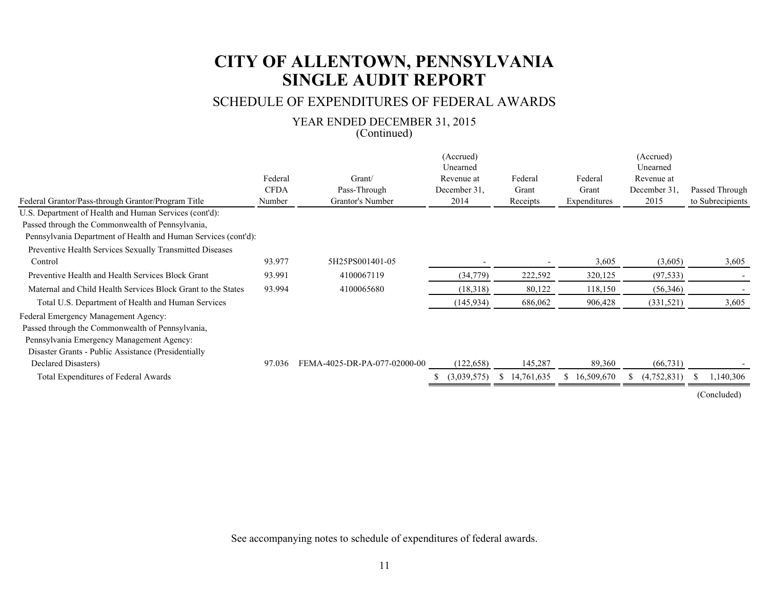# CITY OF ALLENTOWN, PENNSYLVANIA
# SINGLE AUDIT REPORT

## SCHEDULE OF EXPENDITURES OF FEDERAL AWARDS

YEAR ENDED DECEMBER 31, 2015
(Continued)

| Federal Grantor/Pass-through Grantor/Program Title | Federal CFDA Number | Grant/ Pass-Through Grantor's Number | (Accrued) Unearned Revenue at December 31, 2014 | Federal Grant Receipts | Federal Grant Expenditures | (Accrued) Unearned Revenue at December 31, 2015 | Passed Through to Subrecipients |
|---|---|---|---|---|---|---|---|
| U.S. Department of Health and Human Services (cont'd): | | | | | | | |
| Passed through the Commonwealth of Pennsylvania, | | | | | | | |
| Pennsylvania Department of Health and Human Services (cont'd): | | | | | | | |
| Preventive Health Services Sexually Transmitted Diseases Control | 93.977 | 5H25PS001401-05 | - | - | 3,605 | (3,605) | 3,605 |
| Preventive Health and Health Services Block Grant | 93.991 | 4100067119 | (34,779) | 222,592 | 320,125 | (97,533) | - |
| Maternal and Child Health Services Block Grant to the States | 93.994 | 4100065680 | (18,318) | 80,122 | 118,150 | (56,346) | - |
| Total U.S. Department of Health and Human Services | | | (145,934) | 686,062 | 906,428 | (331,521) | 3,605 |
| Federal Emergency Management Agency: | | | | | | | |
| Passed through the Commonwealth of Pennsylvania, | | | | | | | |
| Pennsylvania Emergency Management Agency: | | | | | | | |
| Disaster Grants - Public Assistance (Presidentially Declared Disasters) | 97.036 | FEMA-4025-DR-PA-077-02000-00 | (122,658) | 145,287 | 89,360 | (66,731) | - |
| Total Expenditures of Federal Awards | | | $ (3,039,575) | $ 14,761,635 | $ 16,509,670 | $ (4,752,831) | $ 1,140,306 |

(Concluded)

See accompanying notes to schedule of expenditures of federal awards.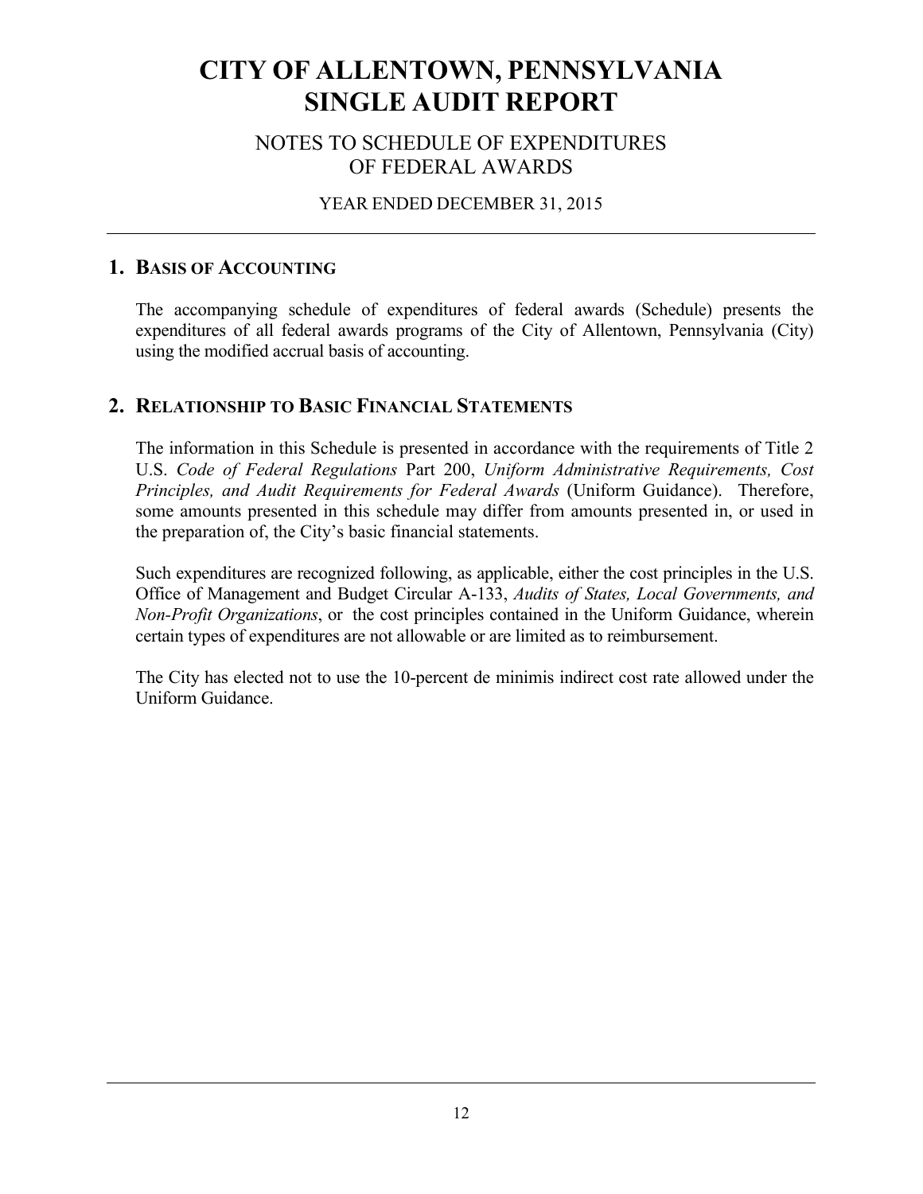# CITY OF ALLENTOWN, PENNSYLVANIA SINGLE AUDIT REPORT

## NOTES TO SCHEDULE OF EXPENDITURES OF FEDERAL AWARDS

YEAR ENDED DECEMBER 31, 2015

### 1. BASIS OF ACCOUNTING

The accompanying schedule of expenditures of federal awards (Schedule) presents the expenditures of all federal awards programs of the City of Allentown, Pennsylvania (City) using the modified accrual basis of accounting.

### 2. RELATIONSHIP TO BASIC FINANCIAL STATEMENTS

The information in this Schedule is presented in accordance with the requirements of Title 2 U.S. *Code of Federal Regulations* Part 200, *Uniform Administrative Requirements, Cost Principles, and Audit Requirements for Federal Awards* (Uniform Guidance). Therefore, some amounts presented in this schedule may differ from amounts presented in, or used in the preparation of, the City's basic financial statements.

Such expenditures are recognized following, as applicable, either the cost principles in the U.S. Office of Management and Budget Circular A-133, *Audits of States, Local Governments, and Non-Profit Organizations*, or the cost principles contained in the Uniform Guidance, wherein certain types of expenditures are not allowable or are limited as to reimbursement.

The City has elected not to use the 10-percent de minimis indirect cost rate allowed under the Uniform Guidance.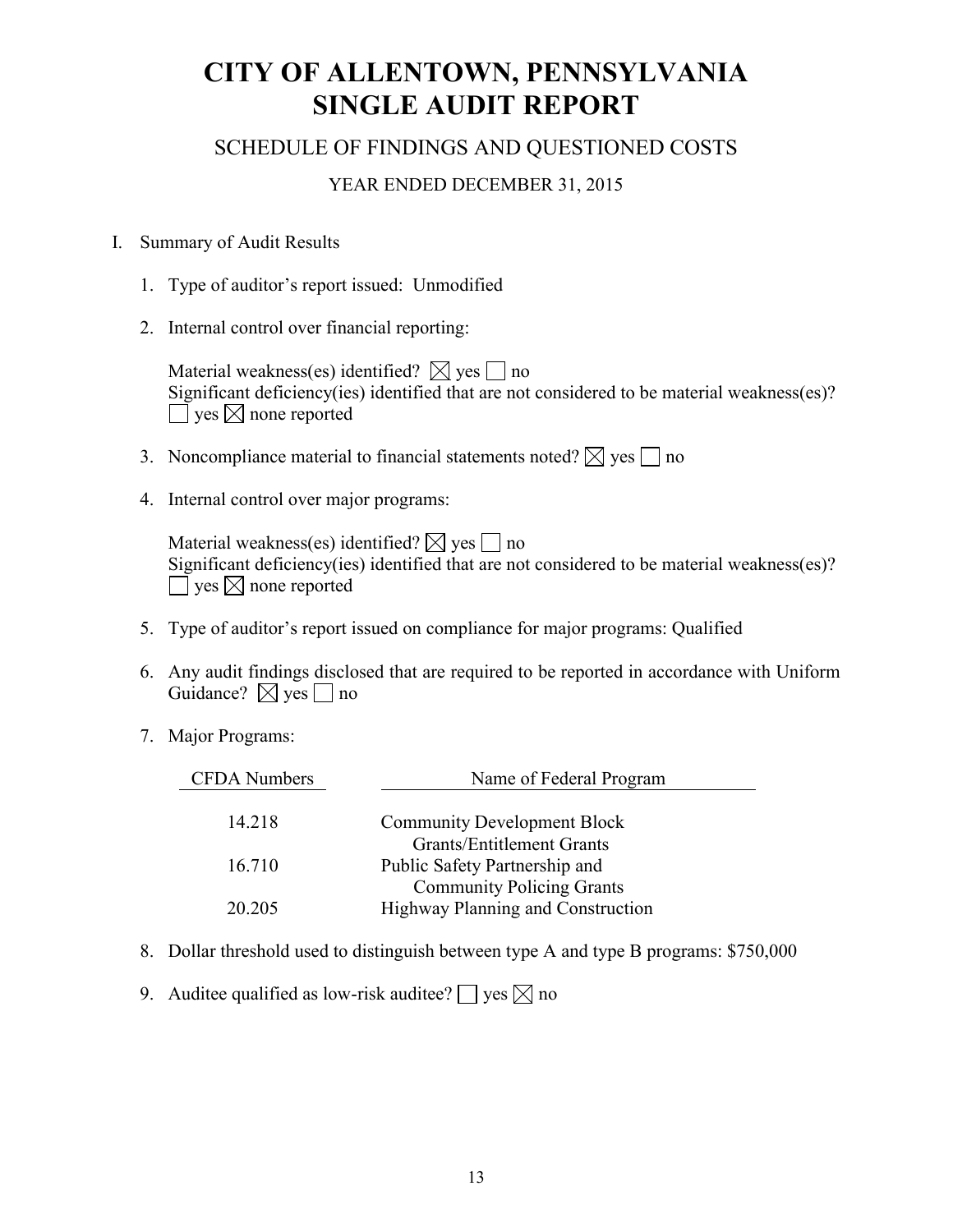# CITY OF ALLENTOWN, PENNSYLVANIA
# SINGLE AUDIT REPORT

## SCHEDULE OF FINDINGS AND QUESTIONED COSTS

### YEAR ENDED DECEMBER 31, 2015

I. Summary of Audit Results

1. Type of auditor's report issued: Unmodified

2. Internal control over financial reporting:

   Material weakness(es) identified? ☒ yes ☐ no
   Significant deficiency(ies) identified that are not considered to be material weakness(es)?
   ☐ yes ☒ none reported

3. Noncompliance material to financial statements noted? ☒ yes ☐ no

4. Internal control over major programs:

   Material weakness(es) identified? ☒ yes ☐ no
   Significant deficiency(ies) identified that are not considered to be material weakness(es)?
   ☐ yes ☒ none reported

5. Type of auditor's report issued on compliance for major programs: Qualified

6. Any audit findings disclosed that are required to be reported in accordance with Uniform Guidance? ☒ yes ☐ no

7. Major Programs:

| CFDA Numbers | Name of Federal Program |
|---|---|
| 14.218 | Community Development Block Grants/Entitlement Grants |
| 16.710 | Public Safety Partnership and Community Policing Grants |
| 20.205 | Highway Planning and Construction |

8. Dollar threshold used to distinguish between type A and type B programs: $750,000

9. Auditee qualified as low-risk auditee? ☐ yes ☒ no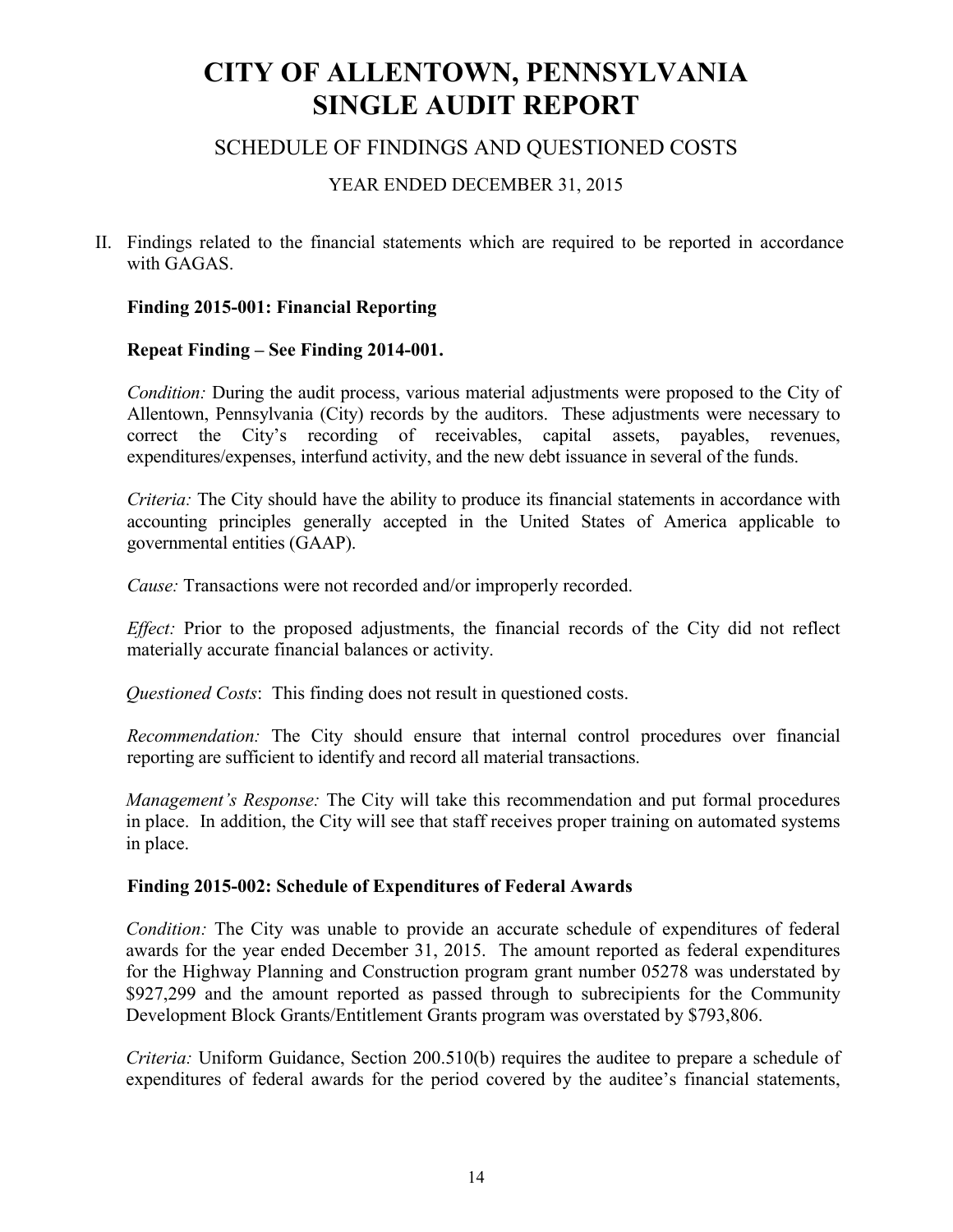# CITY OF ALLENTOWN, PENNSYLVANIA
# SINGLE AUDIT REPORT

## SCHEDULE OF FINDINGS AND QUESTIONED COSTS

### YEAR ENDED DECEMBER 31, 2015

II. Findings related to the financial statements which are required to be reported in accordance with GAGAS.

**Finding 2015-001: Financial Reporting**

**Repeat Finding – See Finding 2014-001.**

*Condition:* During the audit process, various material adjustments were proposed to the City of Allentown, Pennsylvania (City) records by the auditors. These adjustments were necessary to correct the City's recording of receivables, capital assets, payables, revenues, expenditures/expenses, interfund activity, and the new debt issuance in several of the funds.

*Criteria:* The City should have the ability to produce its financial statements in accordance with accounting principles generally accepted in the United States of America applicable to governmental entities (GAAP).

*Cause:* Transactions were not recorded and/or improperly recorded.

*Effect:* Prior to the proposed adjustments, the financial records of the City did not reflect materially accurate financial balances or activity.

*Questioned Costs*: This finding does not result in questioned costs.

*Recommendation:* The City should ensure that internal control procedures over financial reporting are sufficient to identify and record all material transactions.

*Management's Response:* The City will take this recommendation and put formal procedures in place. In addition, the City will see that staff receives proper training on automated systems in place.

**Finding 2015-002: Schedule of Expenditures of Federal Awards**

*Condition:* The City was unable to provide an accurate schedule of expenditures of federal awards for the year ended December 31, 2015. The amount reported as federal expenditures for the Highway Planning and Construction program grant number 05278 was understated by \$927,299 and the amount reported as passed through to subrecipients for the Community Development Block Grants/Entitlement Grants program was overstated by \$793,806.

*Criteria:* Uniform Guidance, Section 200.510(b) requires the auditee to prepare a schedule of expenditures of federal awards for the period covered by the auditee's financial statements,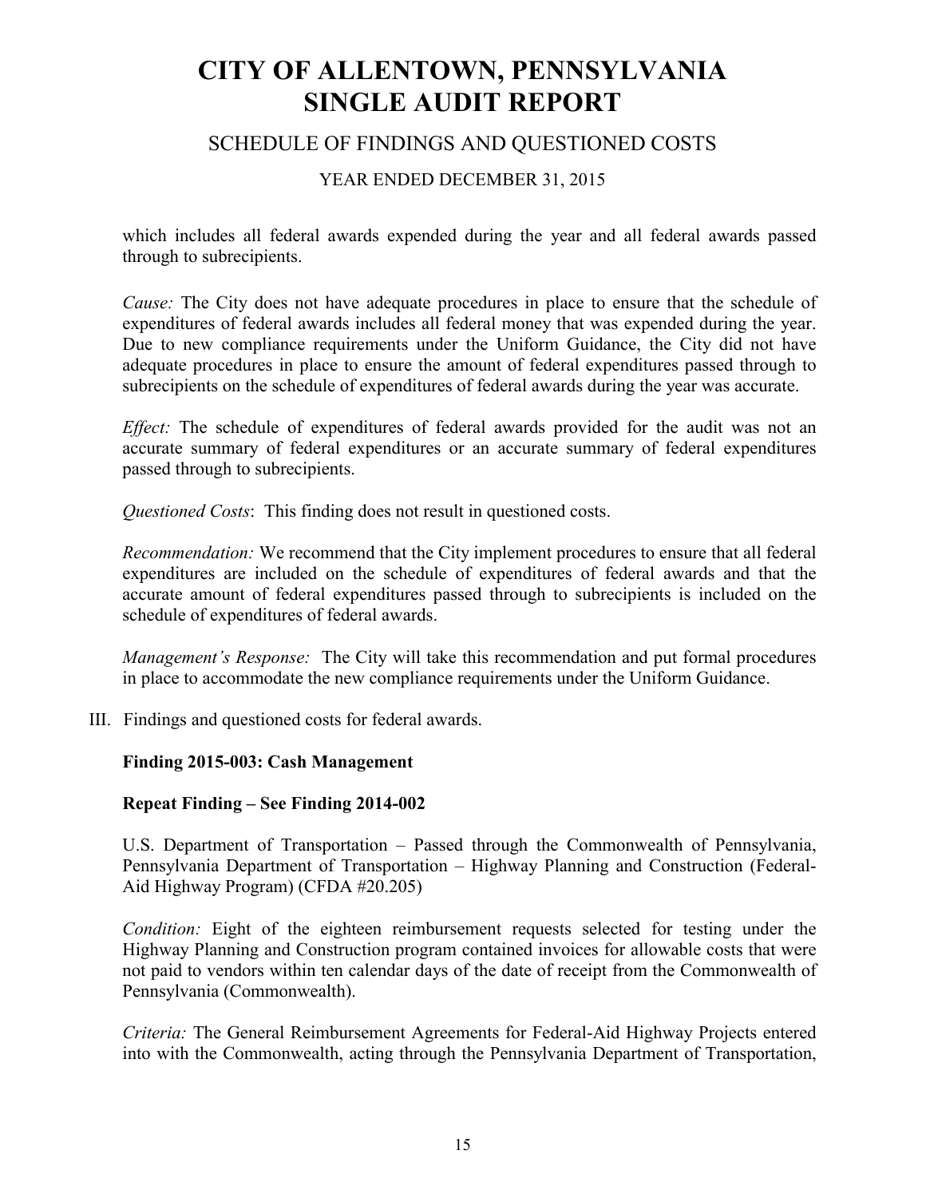which includes all federal awards expended during the year and all federal awards passed through to subrecipients.

*Cause:* The City does not have adequate procedures in place to ensure that the schedule of expenditures of federal awards includes all federal money that was expended during the year. Due to new compliance requirements under the Uniform Guidance, the City did not have adequate procedures in place to ensure the amount of federal expenditures passed through to subrecipients on the schedule of expenditures of federal awards during the year was accurate.

*Effect:* The schedule of expenditures of federal awards provided for the audit was not an accurate summary of federal expenditures or an accurate summary of federal expenditures passed through to subrecipients.

*Questioned Costs*: This finding does not result in questioned costs.

*Recommendation:* We recommend that the City implement procedures to ensure that all federal expenditures are included on the schedule of expenditures of federal awards and that the accurate amount of federal expenditures passed through to subrecipients is included on the schedule of expenditures of federal awards.

*Management's Response:* The City will take this recommendation and put formal procedures in place to accommodate the new compliance requirements under the Uniform Guidance.

III. Findings and questioned costs for federal awards.

**Finding 2015-003: Cash Management**

**Repeat Finding – See Finding 2014-002**

U.S. Department of Transportation – Passed through the Commonwealth of Pennsylvania, Pennsylvania Department of Transportation – Highway Planning and Construction (Federal-Aid Highway Program) (CFDA #20.205)

*Condition:* Eight of the eighteen reimbursement requests selected for testing under the Highway Planning and Construction program contained invoices for allowable costs that were not paid to vendors within ten calendar days of the date of receipt from the Commonwealth of Pennsylvania (Commonwealth).

*Criteria:* The General Reimbursement Agreements for Federal-Aid Highway Projects entered into with the Commonwealth, acting through the Pennsylvania Department of Transportation,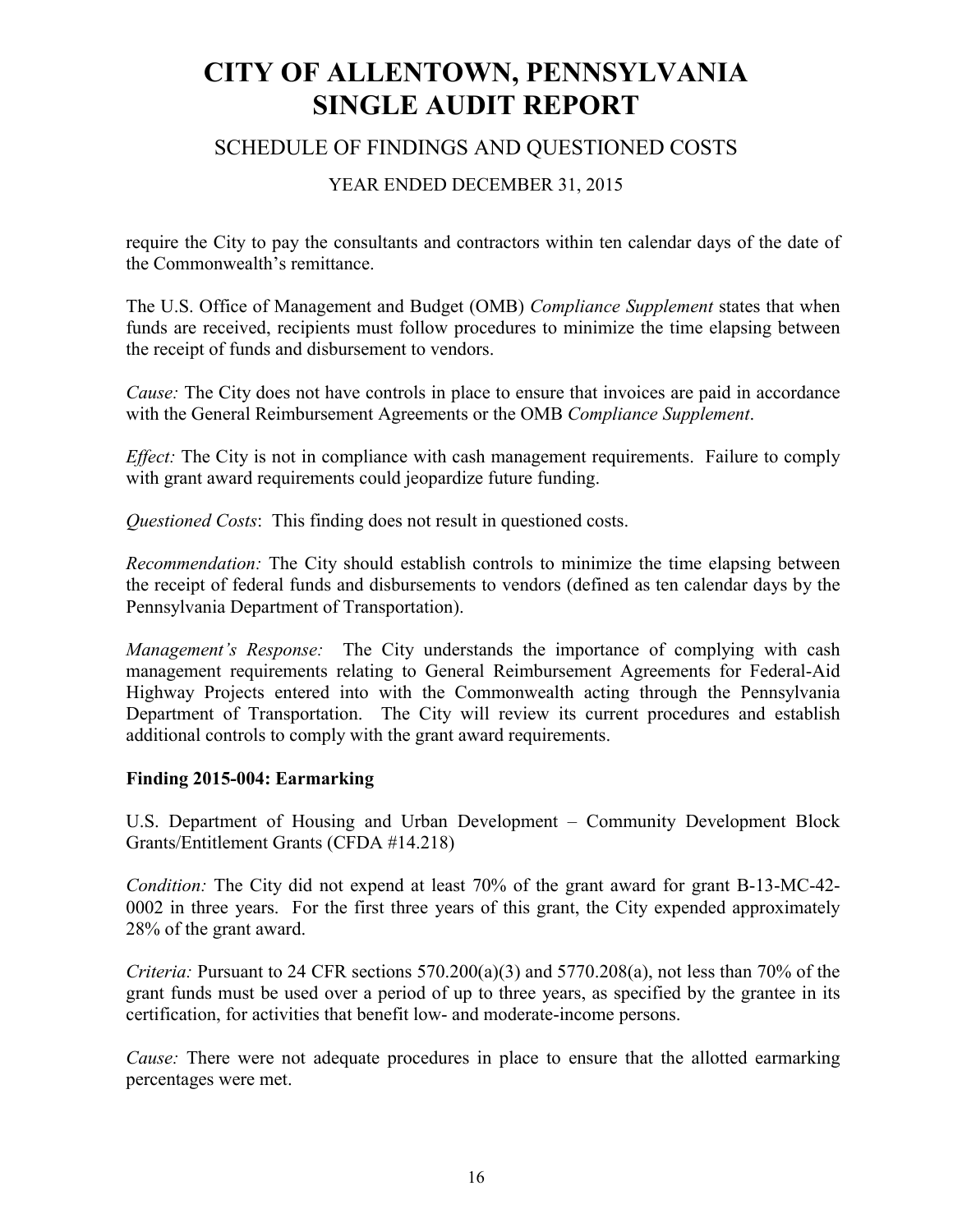require the City to pay the consultants and contractors within ten calendar days of the date of the Commonwealth's remittance.

The U.S. Office of Management and Budget (OMB) *Compliance Supplement* states that when funds are received, recipients must follow procedures to minimize the time elapsing between the receipt of funds and disbursement to vendors.

*Cause:* The City does not have controls in place to ensure that invoices are paid in accordance with the General Reimbursement Agreements or the OMB *Compliance Supplement*.

*Effect:* The City is not in compliance with cash management requirements. Failure to comply with grant award requirements could jeopardize future funding.

*Questioned Costs*: This finding does not result in questioned costs.

*Recommendation:* The City should establish controls to minimize the time elapsing between the receipt of federal funds and disbursements to vendors (defined as ten calendar days by the Pennsylvania Department of Transportation).

*Management's Response:* The City understands the importance of complying with cash management requirements relating to General Reimbursement Agreements for Federal-Aid Highway Projects entered into with the Commonwealth acting through the Pennsylvania Department of Transportation. The City will review its current procedures and establish additional controls to comply with the grant award requirements.

**Finding 2015-004: Earmarking**

U.S. Department of Housing and Urban Development – Community Development Block Grants/Entitlement Grants (CFDA #14.218)

*Condition:* The City did not expend at least 70% of the grant award for grant B-13-MC-42-0002 in three years. For the first three years of this grant, the City expended approximately 28% of the grant award.

*Criteria:* Pursuant to 24 CFR sections 570.200(a)(3) and 5770.208(a), not less than 70% of the grant funds must be used over a period of up to three years, as specified by the grantee in its certification, for activities that benefit low- and moderate-income persons.

*Cause:* There were not adequate procedures in place to ensure that the allotted earmarking percentages were met.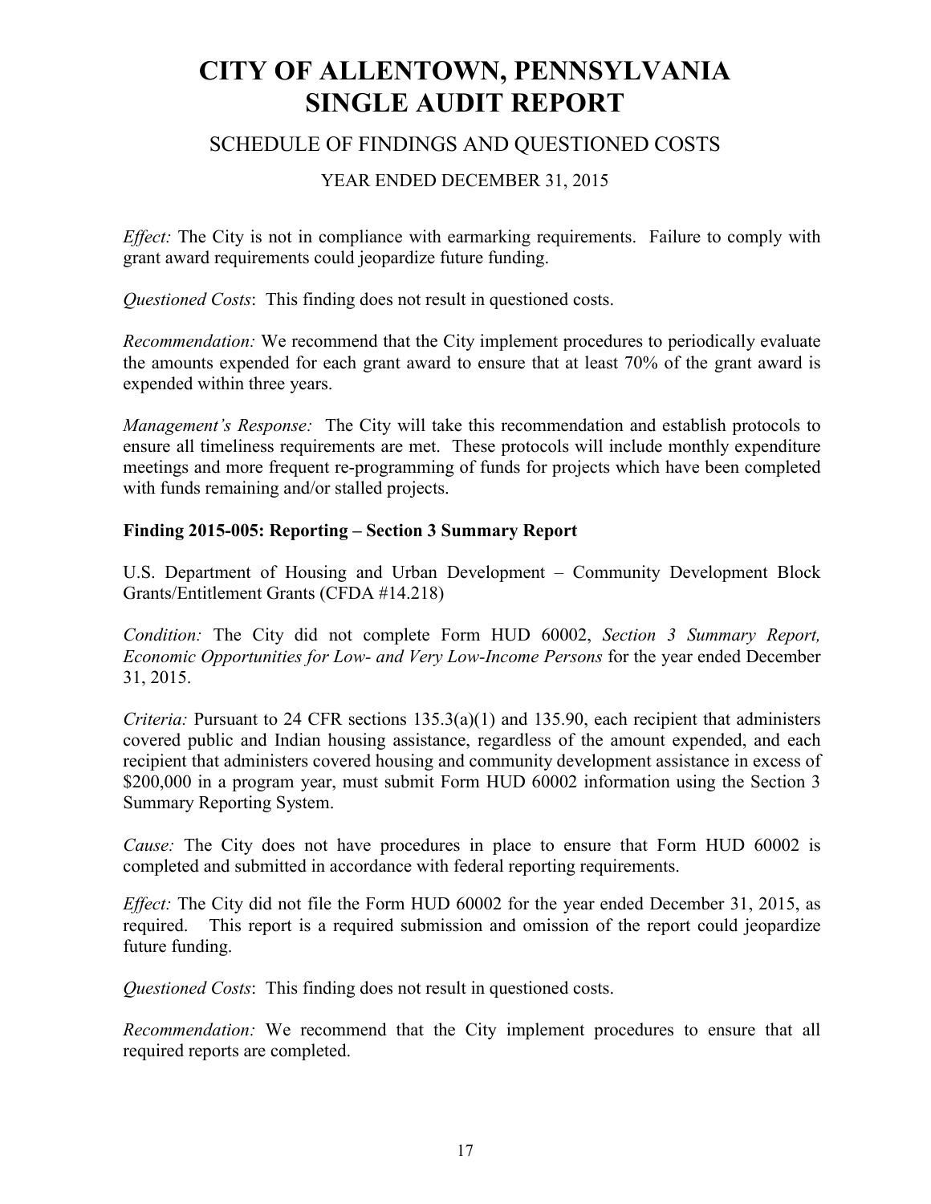*Effect:* The City is not in compliance with earmarking requirements. Failure to comply with grant award requirements could jeopardize future funding.

*Questioned Costs*: This finding does not result in questioned costs.

*Recommendation:* We recommend that the City implement procedures to periodically evaluate the amounts expended for each grant award to ensure that at least 70% of the grant award is expended within three years.

*Management's Response:* The City will take this recommendation and establish protocols to ensure all timeliness requirements are met. These protocols will include monthly expenditure meetings and more frequent re-programming of funds for projects which have been completed with funds remaining and/or stalled projects.

**Finding 2015-005: Reporting – Section 3 Summary Report**

U.S. Department of Housing and Urban Development – Community Development Block Grants/Entitlement Grants (CFDA #14.218)

*Condition:* The City did not complete Form HUD 60002, *Section 3 Summary Report, Economic Opportunities for Low- and Very Low-Income Persons* for the year ended December 31, 2015.

*Criteria:* Pursuant to 24 CFR sections 135.3(a)(1) and 135.90, each recipient that administers covered public and Indian housing assistance, regardless of the amount expended, and each recipient that administers covered housing and community development assistance in excess of $200,000 in a program year, must submit Form HUD 60002 information using the Section 3 Summary Reporting System.

*Cause:* The City does not have procedures in place to ensure that Form HUD 60002 is completed and submitted in accordance with federal reporting requirements.

*Effect:* The City did not file the Form HUD 60002 for the year ended December 31, 2015, as required. This report is a required submission and omission of the report could jeopardize future funding.

*Questioned Costs*: This finding does not result in questioned costs.

*Recommendation:* We recommend that the City implement procedures to ensure that all required reports are completed.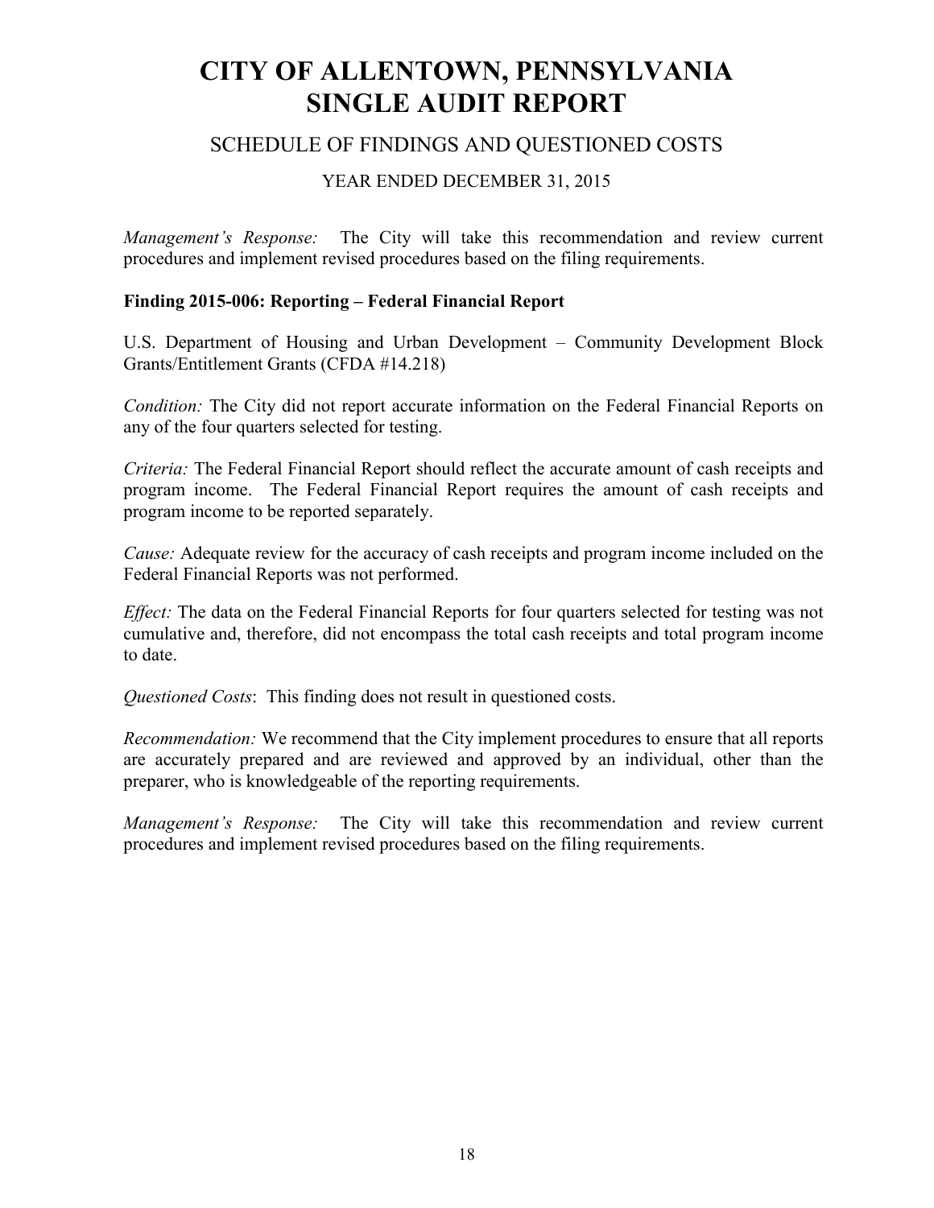# CITY OF ALLENTOWN, PENNSYLVANIA SINGLE AUDIT REPORT

## SCHEDULE OF FINDINGS AND QUESTIONED COSTS

### YEAR ENDED DECEMBER 31, 2015

*Management's Response:* The City will take this recommendation and review current procedures and implement revised procedures based on the filing requirements.

**Finding 2015-006: Reporting – Federal Financial Report**

U.S. Department of Housing and Urban Development – Community Development Block Grants/Entitlement Grants (CFDA #14.218)

*Condition:* The City did not report accurate information on the Federal Financial Reports on any of the four quarters selected for testing.

*Criteria:* The Federal Financial Report should reflect the accurate amount of cash receipts and program income. The Federal Financial Report requires the amount of cash receipts and program income to be reported separately.

*Cause:* Adequate review for the accuracy of cash receipts and program income included on the Federal Financial Reports was not performed.

*Effect:* The data on the Federal Financial Reports for four quarters selected for testing was not cumulative and, therefore, did not encompass the total cash receipts and total program income to date.

*Questioned Costs*: This finding does not result in questioned costs.

*Recommendation:* We recommend that the City implement procedures to ensure that all reports are accurately prepared and are reviewed and approved by an individual, other than the preparer, who is knowledgeable of the reporting requirements.

*Management's Response:* The City will take this recommendation and review current procedures and implement revised procedures based on the filing requirements.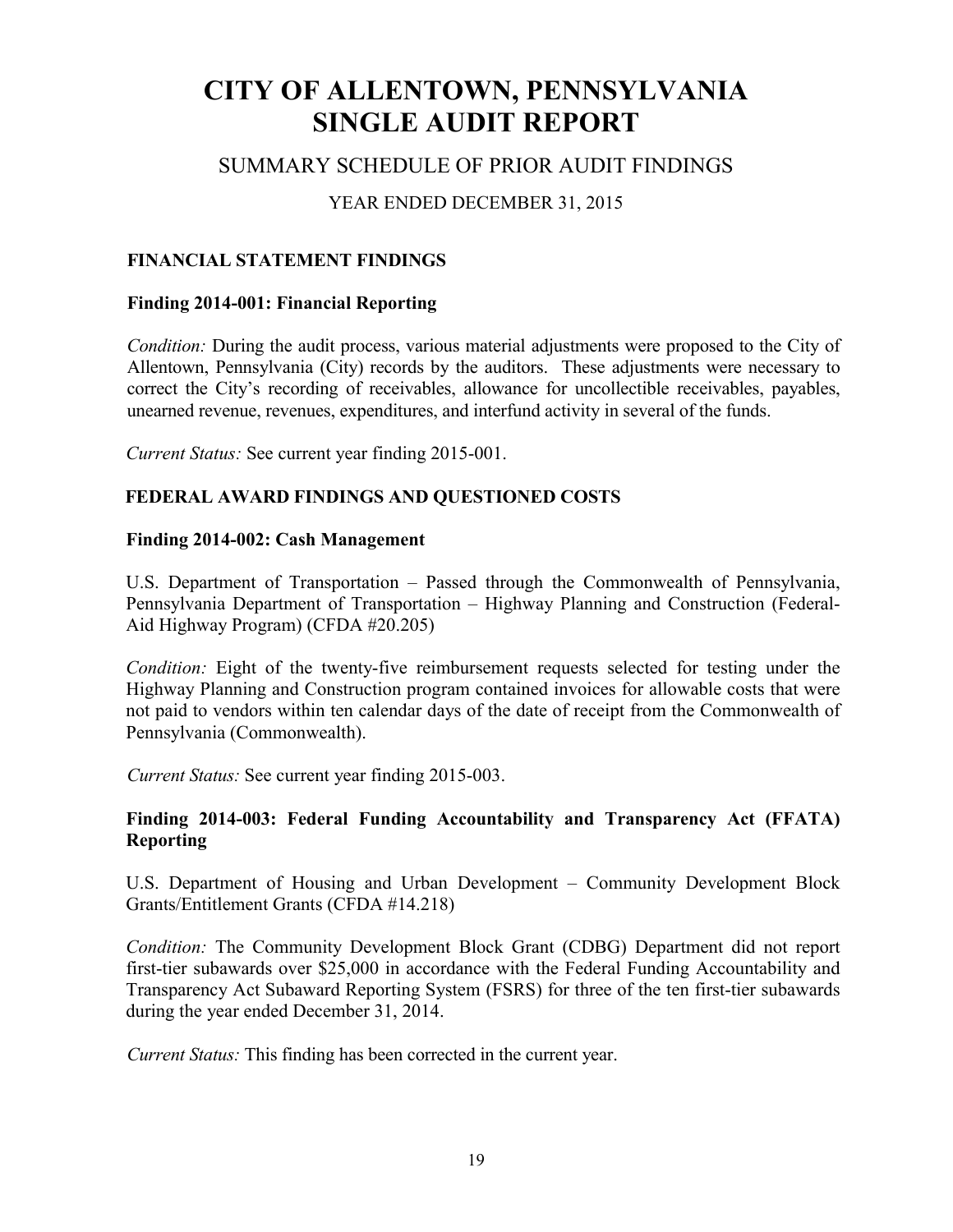# CITY OF ALLENTOWN, PENNSYLVANIA
# SINGLE AUDIT REPORT

## SUMMARY SCHEDULE OF PRIOR AUDIT FINDINGS

### YEAR ENDED DECEMBER 31, 2015

**FINANCIAL STATEMENT FINDINGS**

**Finding 2014-001: Financial Reporting**

*Condition:* During the audit process, various material adjustments were proposed to the City of Allentown, Pennsylvania (City) records by the auditors. These adjustments were necessary to correct the City's recording of receivables, allowance for uncollectible receivables, payables, unearned revenue, revenues, expenditures, and interfund activity in several of the funds.

*Current Status:* See current year finding 2015-001.

**FEDERAL AWARD FINDINGS AND QUESTIONED COSTS**

**Finding 2014-002: Cash Management**

U.S. Department of Transportation – Passed through the Commonwealth of Pennsylvania, Pennsylvania Department of Transportation – Highway Planning and Construction (Federal-Aid Highway Program) (CFDA #20.205)

*Condition:* Eight of the twenty-five reimbursement requests selected for testing under the Highway Planning and Construction program contained invoices for allowable costs that were not paid to vendors within ten calendar days of the date of receipt from the Commonwealth of Pennsylvania (Commonwealth).

*Current Status:* See current year finding 2015-003.

**Finding 2014-003: Federal Funding Accountability and Transparency Act (FFATA) Reporting**

U.S. Department of Housing and Urban Development – Community Development Block Grants/Entitlement Grants (CFDA #14.218)

*Condition:* The Community Development Block Grant (CDBG) Department did not report first-tier subawards over $25,000 in accordance with the Federal Funding Accountability and Transparency Act Subaward Reporting System (FSRS) for three of the ten first-tier subawards during the year ended December 31, 2014.

*Current Status:* This finding has been corrected in the current year.